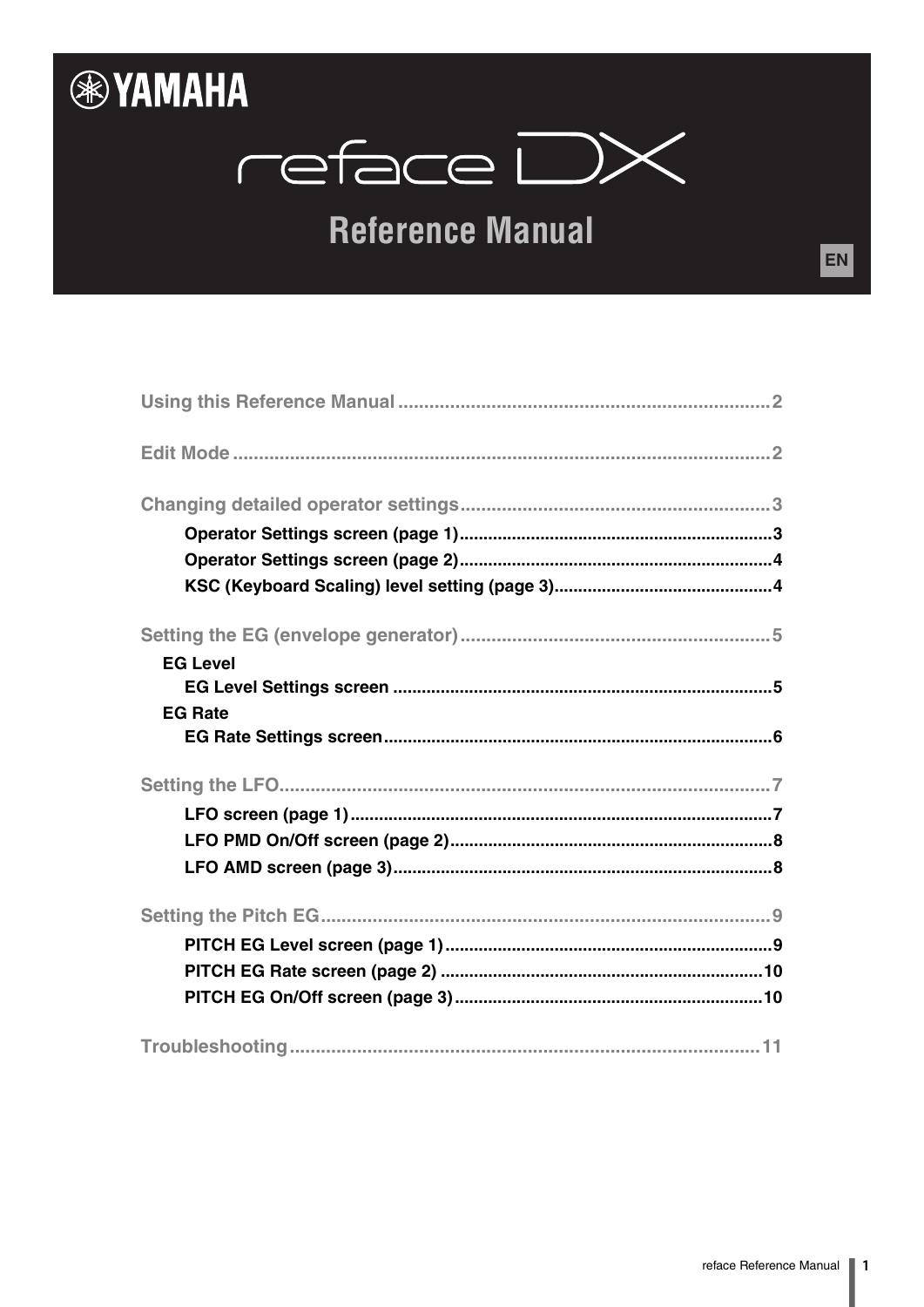YAMAHA

# reface DX

## Reference Manual

EN

| | |
|---|---|
| **Using this Reference Manual** | 2 |
| **Edit Mode** | 2 |
| **Changing detailed operator settings** | 3 |
| Operator Settings screen (page 1) | 3 |
| Operator Settings screen (page 2) | 4 |
| KSC (Keyboard Scaling) level setting (page 3) | 4 |
| **Setting the EG (envelope generator)** | 5 |
| EG Level | |
| EG Level Settings screen | 5 |
| EG Rate | |
| EG Rate Settings screen | 6 |
| **Setting the LFO** | 7 |
| LFO screen (page 1) | 7 |
| LFO PMD On/Off screen (page 2) | 8 |
| LFO AMD screen (page 3) | 8 |
| **Setting the Pitch EG** | 9 |
| PITCH EG Level screen (page 1) | 9 |
| PITCH EG Rate screen (page 2) | 10 |
| PITCH EG On/Off screen (page 3) | 10 |
| **Troubleshooting** | 11 |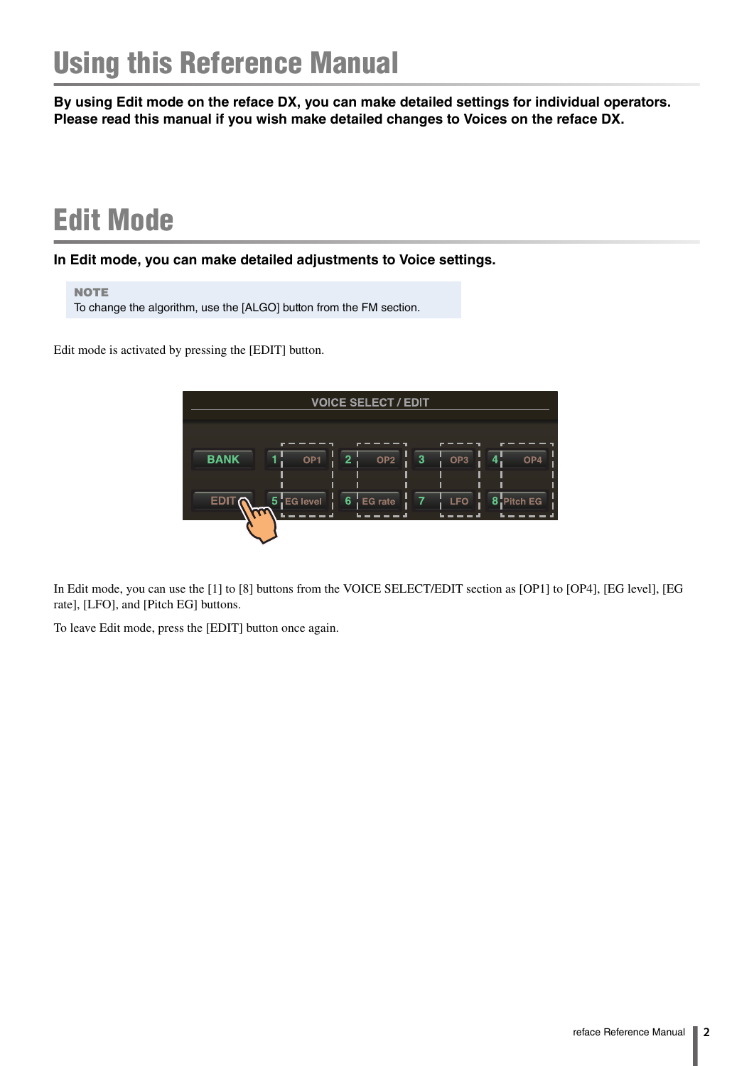# Using this Reference Manual

**By using Edit mode on the reface DX, you can make detailed settings for individual operators. Please read this manual if you wish make detailed changes to Voices on the reface DX.**

# Edit Mode

**In Edit mode, you can make detailed adjustments to Voice settings.**

> **NOTE**
> To change the algorithm, use the [ALGO] button from the FM section.

Edit mode is activated by pressing the [EDIT] button.

In Edit mode, you can use the [1] to [8] buttons from the VOICE SELECT/EDIT section as [OP1] to [OP4], [EG level], [EG rate], [LFO], and [Pitch EG] buttons.

To leave Edit mode, press the [EDIT] button once again.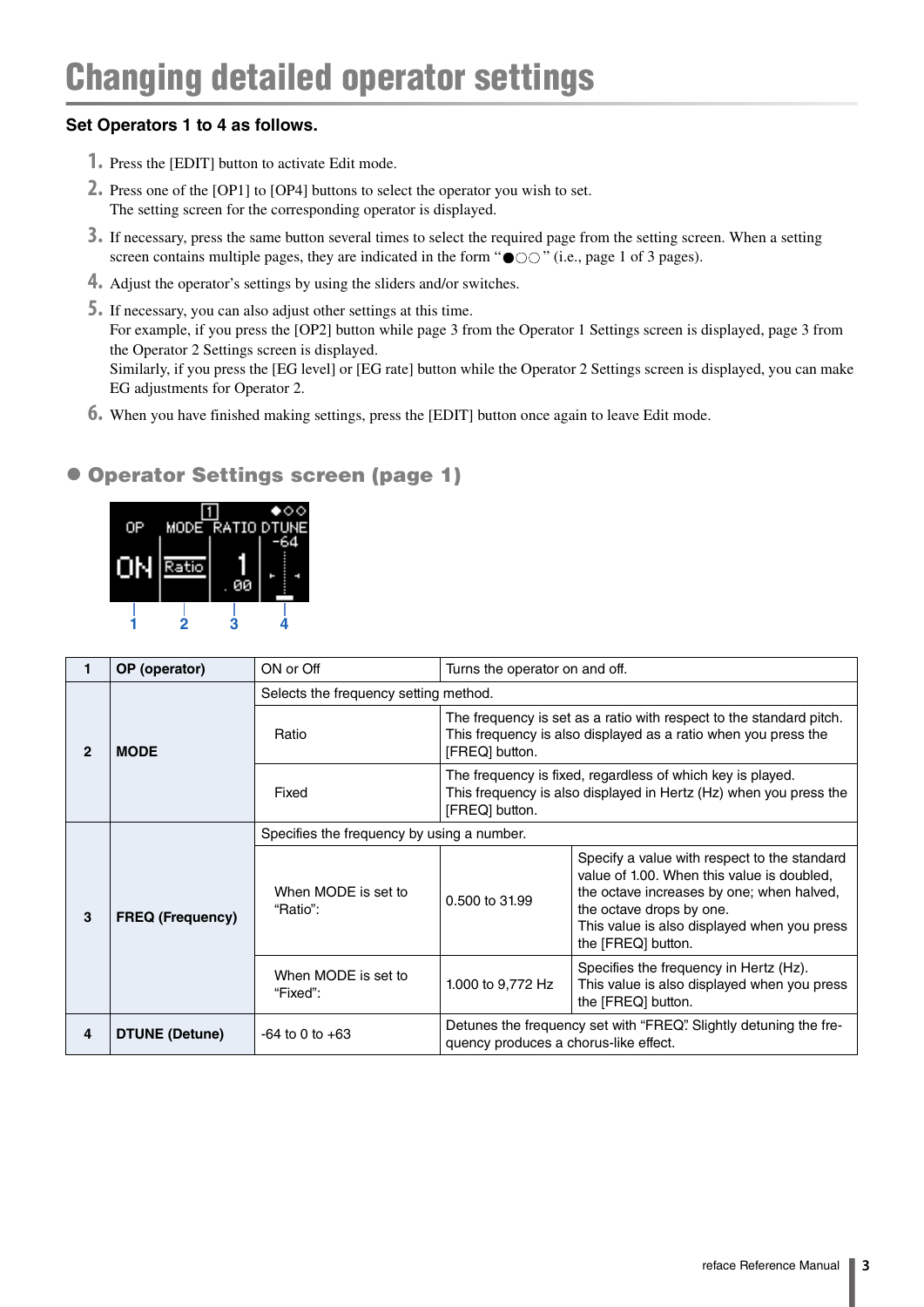# Changing detailed operator settings

**Set Operators 1 to 4 as follows.**

1. Press the [EDIT] button to activate Edit mode.
2. Press one of the [OP1] to [OP4] buttons to select the operator you wish to set.
   The setting screen for the corresponding operator is displayed.
3. If necessary, press the same button several times to select the required page from the setting screen. When a setting screen contains multiple pages, they are indicated in the form "●○○" (i.e., page 1 of 3 pages).
4. Adjust the operator's settings by using the sliders and/or switches.
5. If necessary, you can also adjust other settings at this time.
   For example, if you press the [OP2] button while page 3 from the Operator 1 Settings screen is displayed, page 3 from the Operator 2 Settings screen is displayed.
   Similarly, if you press the [EG level] or [EG rate] button while the Operator 2 Settings screen is displayed, you can make EG adjustments for Operator 2.
6. When you have finished making settings, press the [EDIT] button once again to leave Edit mode.

## ● Operator Settings screen (page 1)

| 1 | OP (operator) | ON or Off | Turns the operator on and off. | |
|---|---|---|---|---|
| 2 | MODE | Selects the frequency setting method. | | |
| | | Ratio | The frequency is set as a ratio with respect to the standard pitch. This frequency is also displayed as a ratio when you press the [FREQ] button. | |
| | | Fixed | The frequency is fixed, regardless of which key is played. This frequency is also displayed in Hertz (Hz) when you press the [FREQ] button. | |
| 3 | FREQ (Frequency) | Specifies the frequency by using a number. | | |
| | | When MODE is set to "Ratio": | 0.500 to 31.99 | Specify a value with respect to the standard value of 1.00. When this value is doubled, the octave increases by one; when halved, the octave drops by one. This value is also displayed when you press the [FREQ] button. |
| | | When MODE is set to "Fixed": | 1.000 to 9,772 Hz | Specifies the frequency in Hertz (Hz). This value is also displayed when you press the [FREQ] button. |
| 4 | DTUNE (Detune) | -64 to 0 to +63 | Detunes the frequency set with "FREQ". Slightly detuning the frequency produces a chorus-like effect. | |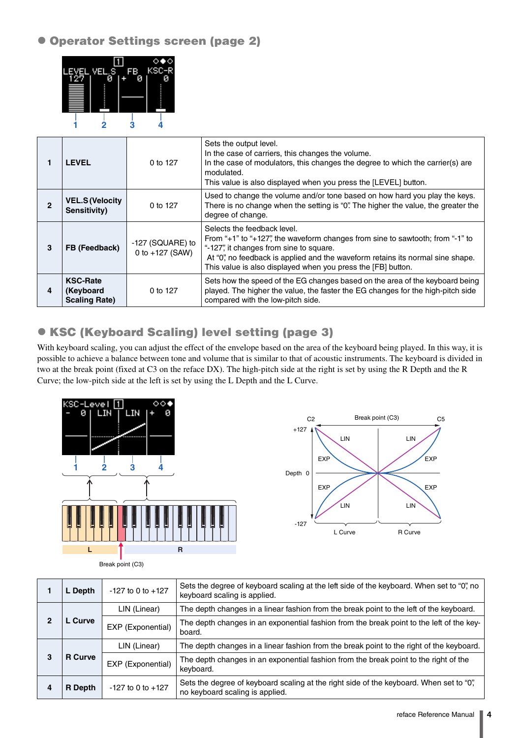## ● Operator Settings screen (page 2)

| | | | |
|---|---|---|---|
| 1 | **LEVEL** | 0 to 127 | Sets the output level.<br>In the case of carriers, this changes the volume.<br>In the case of modulators, this changes the degree to which the carrier(s) are modulated.<br>This value is also displayed when you press the [LEVEL] button. |
| 2 | **VEL.S (Velocity Sensitivity)** | 0 to 127 | Used to change the volume and/or tone based on how hard you play the keys. There is no change when the setting is "0". The higher the value, the greater the degree of change. |
| 3 | **FB (Feedback)** | -127 (SQUARE) to 0 to +127 (SAW) | Selects the feedback level.<br>From "+1" to "+127", the waveform changes from sine to sawtooth; from "-1" to "-127", it changes from sine to square.<br>At "0", no feedback is applied and the waveform retains its normal sine shape.<br>This value is also displayed when you press the [FB] button. |
| 4 | **KSC-Rate (Keyboard Scaling Rate)** | 0 to 127 | Sets how the speed of the EG changes based on the area of the keyboard being played. The higher the value, the faster the EG changes for the high-pitch side compared with the low-pitch side. |

## ● KSC (Keyboard Scaling) level setting (page 3)

With keyboard scaling, you can adjust the effect of the envelope based on the area of the keyboard being played. In this way, it is possible to achieve a balance between tone and volume that is similar to that of acoustic instruments. The keyboard is divided in two at the break point (fixed at C3 on the reface DX). The high-pitch side at the right is set by using the R Depth and the R Curve; the low-pitch side at the left is set by using the L Depth and the L Curve.

Break point (C3)

| | | | |
|---|---|---|---|
| 1 | **L Depth** | -127 to 0 to +127 | Sets the degree of keyboard scaling at the left side of the keyboard. When set to "0", no keyboard scaling is applied. |
| 2 | **L Curve** | LIN (Linear) | The depth changes in a linear fashion from the break point to the left of the keyboard. |
| | | EXP (Exponential) | The depth changes in an exponential fashion from the break point to the left of the keyboard. |
| 3 | **R Curve** | LIN (Linear) | The depth changes in a linear fashion from the break point to the right of the keyboard. |
| | | EXP (Exponential) | The depth changes in an exponential fashion from the break point to the right of the keyboard. |
| 4 | **R Depth** | -127 to 0 to +127 | Sets the degree of keyboard scaling at the right side of the keyboard. When set to "0", no keyboard scaling is applied. |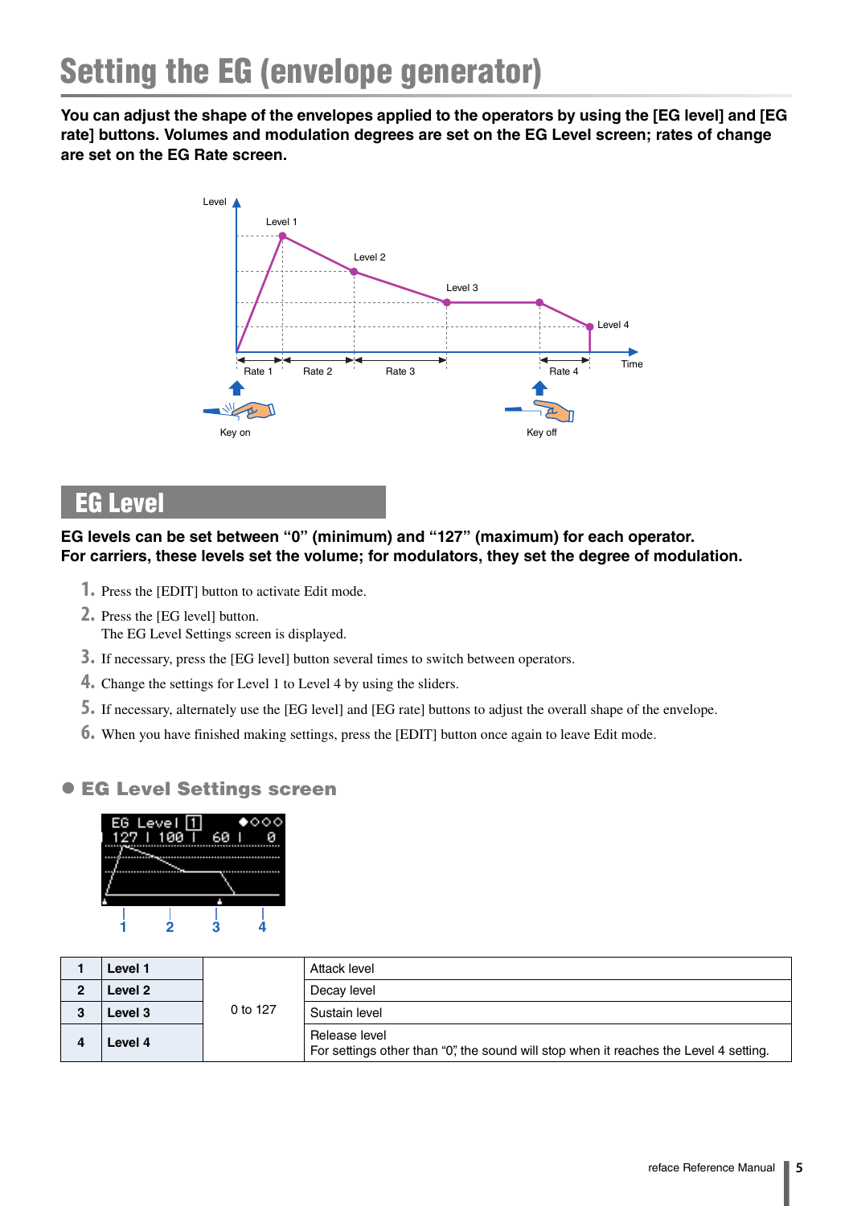# Setting the EG (envelope generator)

**You can adjust the shape of the envelopes applied to the operators by using the [EG level] and [EG rate] buttons. Volumes and modulation degrees are set on the EG Level screen; rates of change are set on the EG Rate screen.**

## EG Level

**EG levels can be set between “0” (minimum) and “127” (maximum) for each operator.**
**For carriers, these levels set the volume; for modulators, they set the degree of modulation.**

1. Press the [EDIT] button to activate Edit mode.
2. Press the [EG level] button.
   The EG Level Settings screen is displayed.
3. If necessary, press the [EG level] button several times to switch between operators.
4. Change the settings for Level 1 to Level 4 by using the sliders.
5. If necessary, alternately use the [EG level] and [EG rate] buttons to adjust the overall shape of the envelope.
6. When you have finished making settings, press the [EDIT] button once again to leave Edit mode.

### ● EG Level Settings screen

| | | | |
|---|---|---|---|
| 1 | **Level 1** | 0 to 127 | Attack level |
| 2 | **Level 2** | | Decay level |
| 3 | **Level 3** | | Sustain level |
| 4 | **Level 4** | | Release level<br>For settings other than “0”, the sound will stop when it reaches the Level 4 setting. |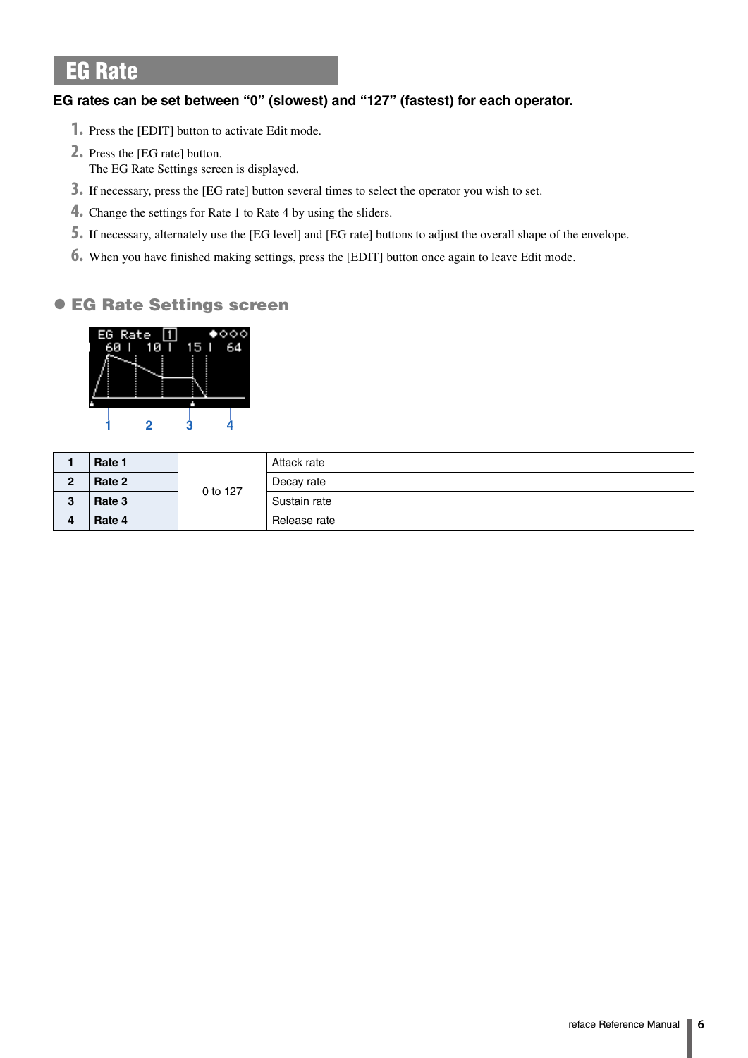# EG Rate

**EG rates can be set between “0” (slowest) and “127” (fastest) for each operator.**

1. Press the [EDIT] button to activate Edit mode.
2. Press the [EG rate] button.
   The EG Rate Settings screen is displayed.
3. If necessary, press the [EG rate] button several times to select the operator you wish to set.
4. Change the settings for Rate 1 to Rate 4 by using the sliders.
5. If necessary, alternately use the [EG level] and [EG rate] buttons to adjust the overall shape of the envelope.
6. When you have finished making settings, press the [EDIT] button once again to leave Edit mode.

## ● EG Rate Settings screen

| | | | |
|---|---|---|---|
| **1** | **Rate 1** | 0 to 127 | Attack rate |
| **2** | **Rate 2** | | Decay rate |
| **3** | **Rate 3** | | Sustain rate |
| **4** | **Rate 4** | | Release rate |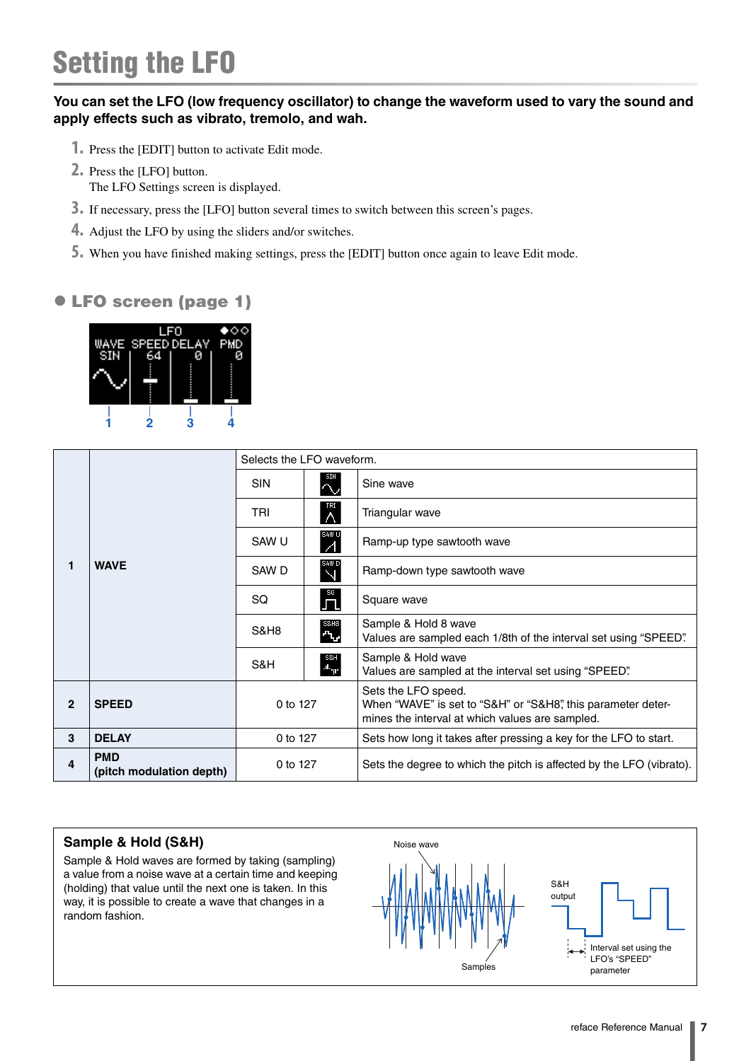# Setting the LFO

**You can set the LFO (low frequency oscillator) to change the waveform used to vary the sound and apply effects such as vibrato, tremolo, and wah.**

1. Press the [EDIT] button to activate Edit mode.
2. Press the [LFO] button.
   The LFO Settings screen is displayed.
3. If necessary, press the [LFO] button several times to switch between this screen's pages.
4. Adjust the LFO by using the sliders and/or switches.
5. When you have finished making settings, press the [EDIT] button once again to leave Edit mode.

## ● LFO screen (page 1)

| | | | | |
|---|---|---|---|---|
| 1 | **WAVE** | Selects the LFO waveform. | | |
| | | SIN | | Sine wave |
| | | TRI | | Triangular wave |
| | | SAW U | | Ramp-up type sawtooth wave |
| | | SAW D | | Ramp-down type sawtooth wave |
| | | SQ | | Square wave |
| | | S&H8 | | Sample & Hold 8 wave<br>Values are sampled each 1/8th of the interval set using "SPEED." |
| | | S&H | | Sample & Hold wave<br>Values are sampled at the interval set using "SPEED." |
| 2 | **SPEED** | 0 to 127 | | Sets the LFO speed.<br>When "WAVE" is set to "S&H" or "S&H8," this parameter determines the interval at which values are sampled. |
| 3 | **DELAY** | 0 to 127 | | Sets how long it takes after pressing a key for the LFO to start. |
| 4 | **PMD**<br>**(pitch modulation depth)** | 0 to 127 | | Sets the degree to which the pitch is affected by the LFO (vibrato). |

**Sample & Hold (S&H)**

Sample & Hold waves are formed by taking (sampling) a value from a noise wave at a certain time and keeping (holding) that value until the next one is taken. In this way, it is possible to create a wave that changes in a random fashion.

Noise wave

Samples

S&H output

Interval set using the LFO's "SPEED" parameter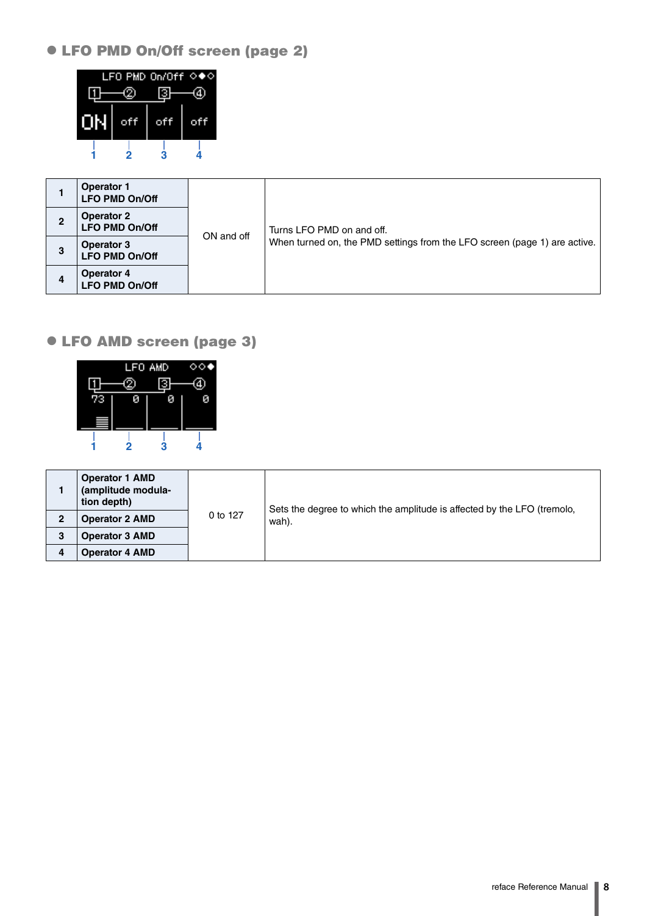## ● LFO PMD On/Off screen (page 2)

| | | | |
|---|---|---|---|
| 1 | **Operator 1 LFO PMD On/Off** | ON and off | Turns LFO PMD on and off. When turned on, the PMD settings from the LFO screen (page 1) are active. |
| 2 | **Operator 2 LFO PMD On/Off** | | |
| 3 | **Operator 3 LFO PMD On/Off** | | |
| 4 | **Operator 4 LFO PMD On/Off** | | |

## ● LFO AMD screen (page 3)

| | | | |
|---|---|---|---|
| 1 | **Operator 1 AMD (amplitude modulation depth)** | 0 to 127 | Sets the degree to which the amplitude is affected by the LFO (tremolo, wah). |
| 2 | **Operator 2 AMD** | | |
| 3 | **Operator 3 AMD** | | |
| 4 | **Operator 4 AMD** | | |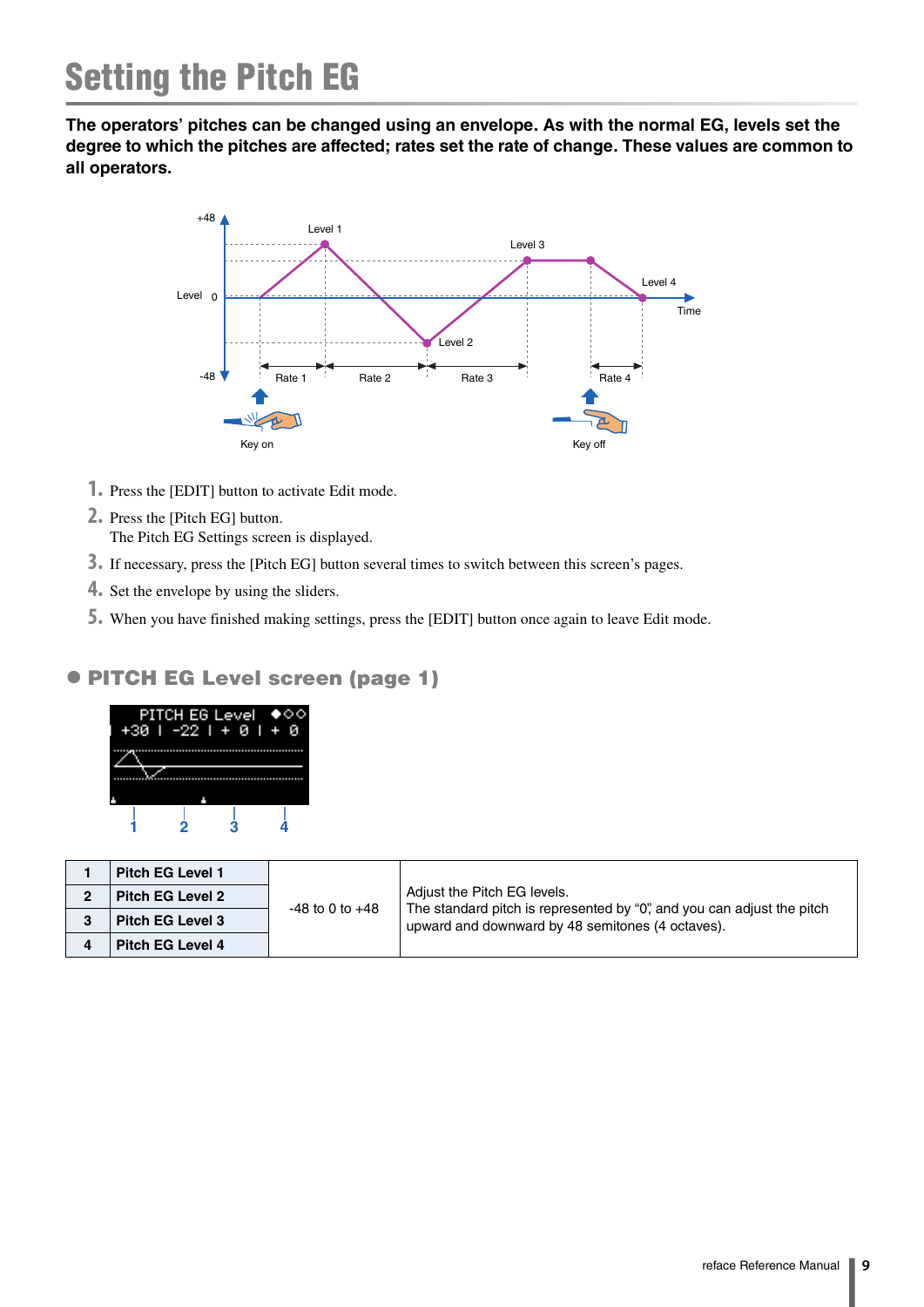# Setting the Pitch EG

**The operators' pitches can be changed using an envelope. As with the normal EG, levels set the degree to which the pitches are affected; rates set the rate of change. These values are common to all operators.**

1. Press the [EDIT] button to activate Edit mode.
2. Press the [Pitch EG] button.
   The Pitch EG Settings screen is displayed.
3. If necessary, press the [Pitch EG] button several times to switch between this screen's pages.
4. Set the envelope by using the sliders.
5. When you have finished making settings, press the [EDIT] button once again to leave Edit mode.

## ● PITCH EG Level screen (page 1)

| | | | |
|---|---|---|---|
| 1 | **Pitch EG Level 1** | -48 to 0 to +48 | Adjust the Pitch EG levels. The standard pitch is represented by "0," and you can adjust the pitch upward and downward by 48 semitones (4 octaves). |
| 2 | **Pitch EG Level 2** | | |
| 3 | **Pitch EG Level 3** | | |
| 4 | **Pitch EG Level 4** | | |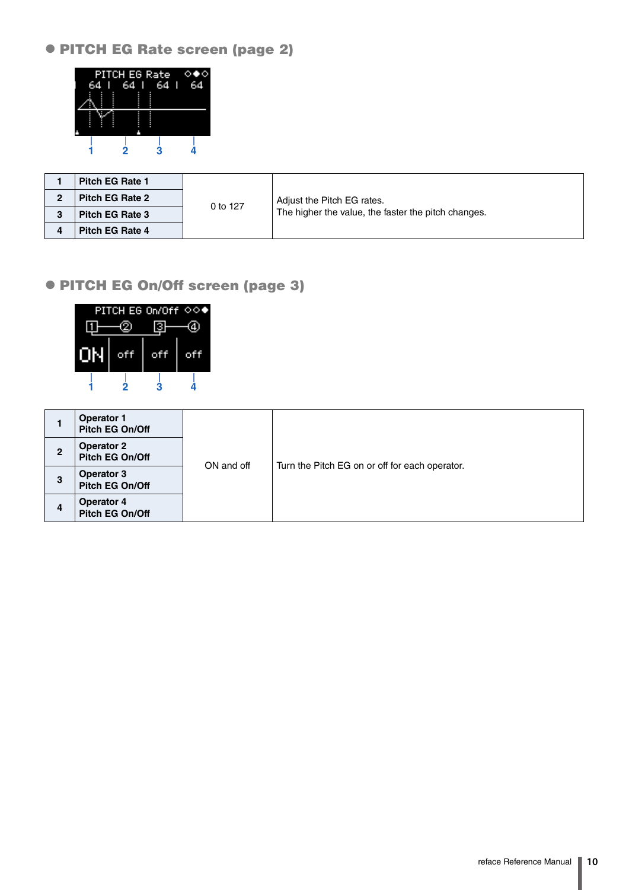## ● PITCH EG Rate screen (page 2)

| | | | |
|---|---|---|---|
| 1 | Pitch EG Rate 1 | 0 to 127 | Adjust the Pitch EG rates.<br>The higher the value, the faster the pitch changes. |
| 2 | Pitch EG Rate 2 | | |
| 3 | Pitch EG Rate 3 | | |
| 4 | Pitch EG Rate 4 | | |

## ● PITCH EG On/Off screen (page 3)

| | | | |
|---|---|---|---|
| 1 | Operator 1<br>Pitch EG On/Off | ON and off | Turn the Pitch EG on or off for each operator. |
| 2 | Operator 2<br>Pitch EG On/Off | | |
| 3 | Operator 3<br>Pitch EG On/Off | | |
| 4 | Operator 4<br>Pitch EG On/Off | | |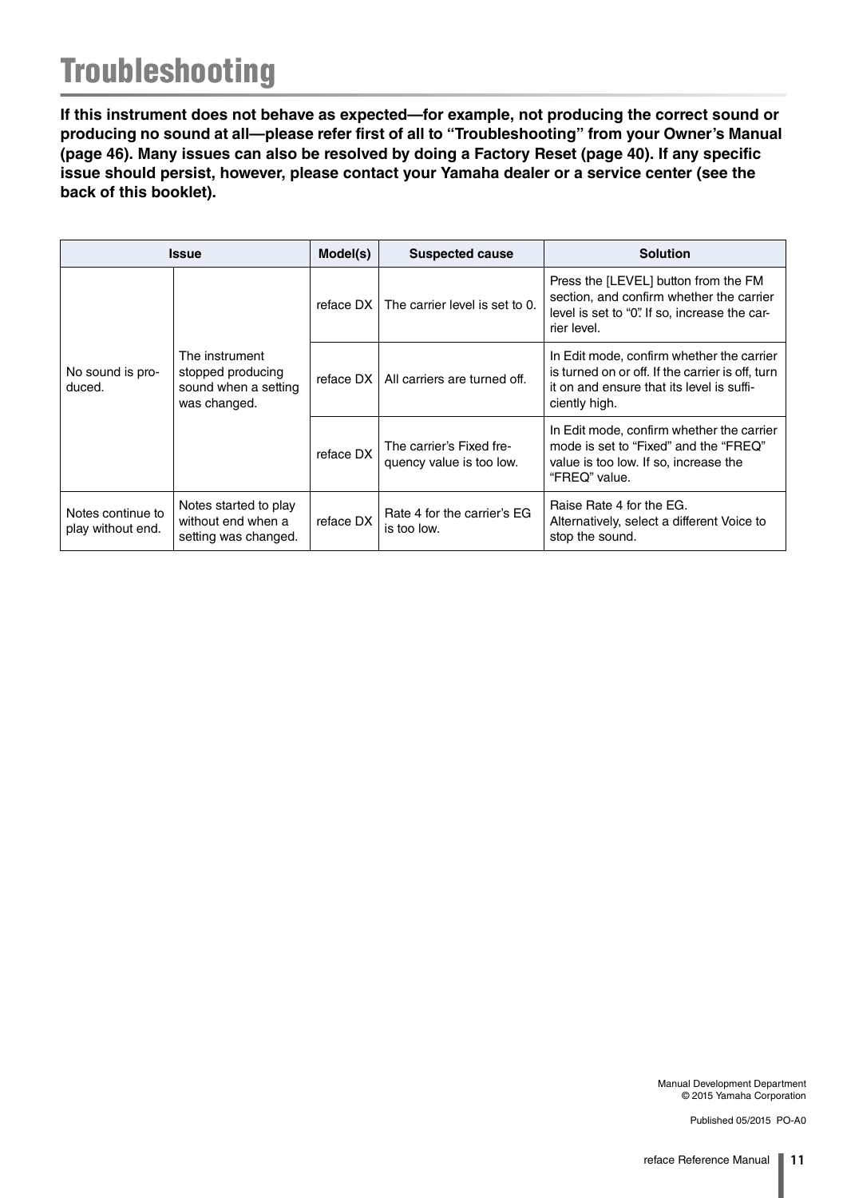# Troubleshooting

**If this instrument does not behave as expected—for example, not producing the correct sound or producing no sound at all—please refer first of all to "Troubleshooting" from your Owner's Manual (page 46). Many issues can also be resolved by doing a Factory Reset (page 40). If any specific issue should persist, however, please contact your Yamaha dealer or a service center (see the back of this booklet).**

| Issue | | Model(s) | Suspected cause | Solution |
|---|---|---|---|---|
| No sound is produced. | The instrument stopped producing sound when a setting was changed. | reface DX | The carrier level is set to 0. | Press the [LEVEL] button from the FM section, and confirm whether the carrier level is set to "0". If so, increase the carrier level. |
| | | reface DX | All carriers are turned off. | In Edit mode, confirm whether the carrier is turned on or off. If the carrier is off, turn it on and ensure that its level is sufficiently high. |
| | | reface DX | The carrier's Fixed frequency value is too low. | In Edit mode, confirm whether the carrier mode is set to "Fixed" and the "FREQ" value is too low. If so, increase the "FREQ" value. |
| Notes continue to play without end. | Notes started to play without end when a setting was changed. | reface DX | Rate 4 for the carrier's EG is too low. | Raise Rate 4 for the EG. Alternatively, select a different Voice to stop the sound. |

Manual Development Department
© 2015 Yamaha Corporation

Published 05/2015 PO-A0